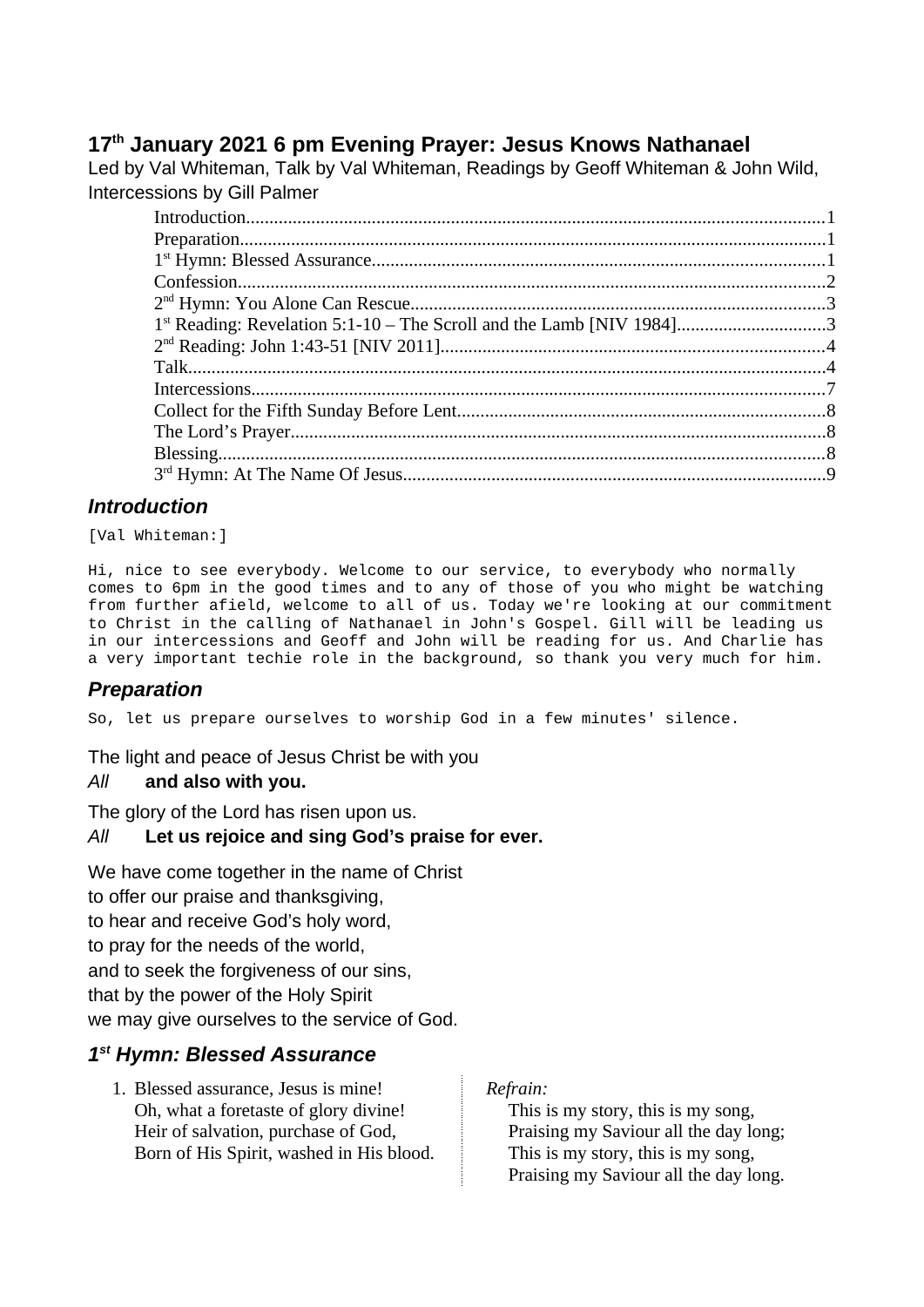# 17th January 2021 6 pm Evening Prayer: Jesus Knows Nathanael

Led by Val Whiteman, Talk by Val Whiteman, Readings by Geoff Whiteman & John Wild, Intercessions by Gill Palmer

- Introduction....1
- Preparation....1
- 1st Hymn: Blessed Assurance....1
- Confession....2
- 2nd Hymn: You Alone Can Rescue....3
- 1st Reading: Revelation 5:1-10 – The Scroll and the Lamb [NIV 1984]....3
- 2nd Reading: John 1:43-51 [NIV 2011]....4
- Talk....4
- Intercessions....7
- Collect for the Fifth Sunday Before Lent....8
- The Lord's Prayer....8
- Blessing....8
- 3rd Hymn: At The Name Of Jesus....9

## *Introduction*

[Val Whiteman:]

Hi, nice to see everybody. Welcome to our service, to everybody who normally comes to 6pm in the good times and to any of those of you who might be watching from further afield, welcome to all of us. Today we're looking at our commitment to Christ in the calling of Nathanael in John's Gospel. Gill will be leading us in our intercessions and Geoff and John will be reading for us. And Charlie has a very important techie role in the background, so thank you very much for him.

## *Preparation*

So, let us prepare ourselves to worship God in a few minutes' silence.

The light and peace of Jesus Christ be with you

*All* **and also with you.**

The glory of the Lord has risen upon us.

*All* **Let us rejoice and sing God's praise for ever.**

We have come together in the name of Christ
to offer our praise and thanksgiving,
to hear and receive God's holy word,
to pray for the needs of the world,
and to seek the forgiveness of our sins,
that by the power of the Holy Spirit
we may give ourselves to the service of God.

## *1st Hymn: Blessed Assurance*

1. Blessed assurance, Jesus is mine!
   Oh, what a foretaste of glory divine!
   Heir of salvation, purchase of God,
   Born of His Spirit, washed in His blood.

*Refrain:*

This is my story, this is my song,
Praising my Saviour all the day long;
This is my story, this is my song,
Praising my Saviour all the day long.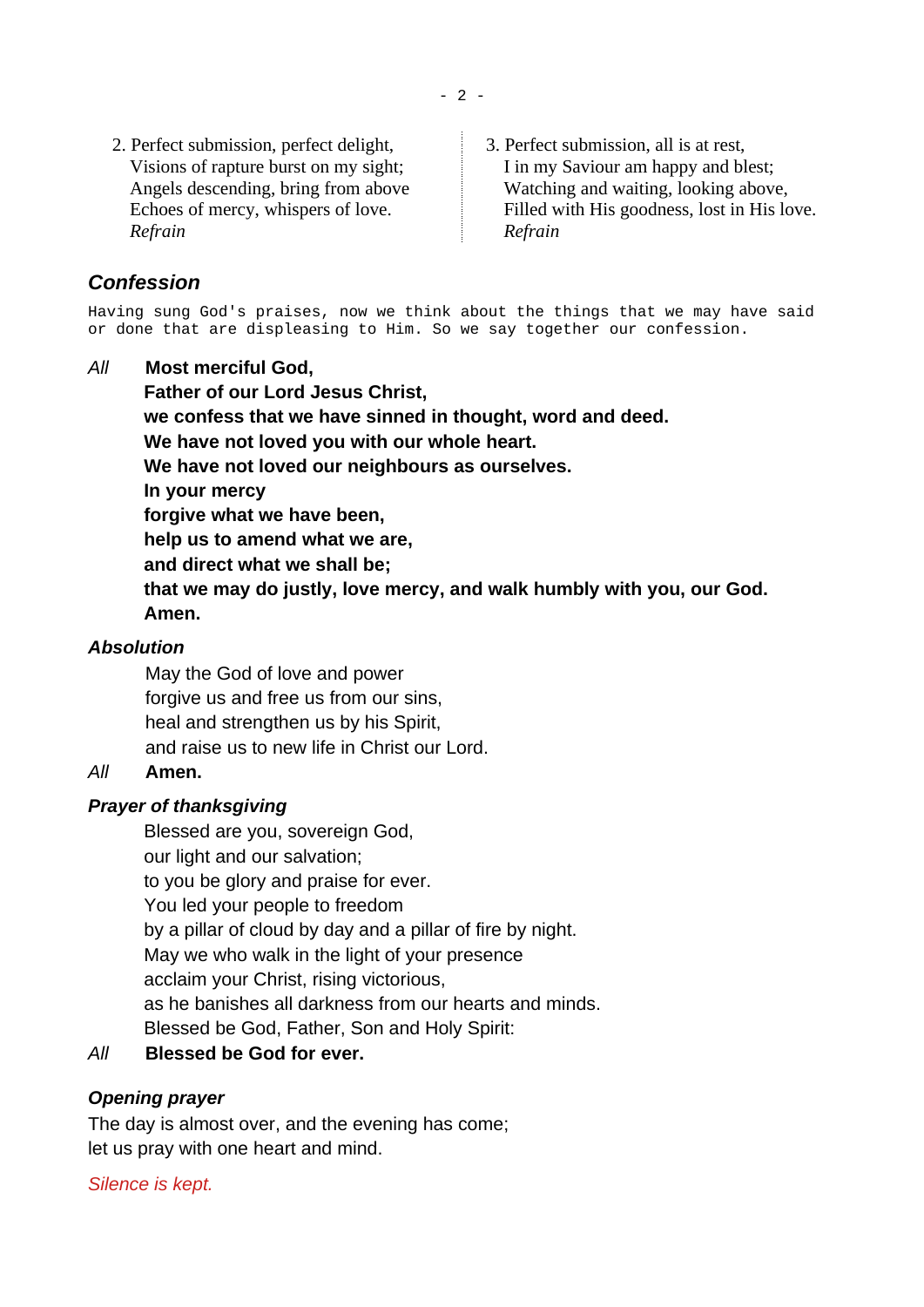2. Perfect submission, perfect delight,
   Visions of rapture burst on my sight;
   Angels descending, bring from above
   Echoes of mercy, whispers of love.
   *Refrain*

3. Perfect submission, all is at rest,
   I in my Saviour am happy and blest;
   Watching and waiting, looking above,
   Filled with His goodness, lost in His love.
   *Refrain*

## *Confession*

Having sung God's praises, now we think about the things that we may have said or done that are displeasing to Him. So we say together our confession.

*All* **Most merciful God,**
**Father of our Lord Jesus Christ,**
**we confess that we have sinned in thought, word and deed.**
**We have not loved you with our whole heart.**
**We have not loved our neighbours as ourselves.**
**In your mercy**
**forgive what we have been,**
**help us to amend what we are,**
**and direct what we shall be;**
**that we may do justly, love mercy, and walk humbly with you, our God.**
**Amen.**

### *Absolution*

May the God of love and power
forgive us and free us from our sins,
heal and strengthen us by his Spirit,
and raise us to new life in Christ our Lord.

*All* **Amen.**

### *Prayer of thanksgiving*

Blessed are you, sovereign God,
our light and our salvation;
to you be glory and praise for ever.
You led your people to freedom
by a pillar of cloud by day and a pillar of fire by night.
May we who walk in the light of your presence
acclaim your Christ, rising victorious,
as he banishes all darkness from our hearts and minds.
Blessed be God, Father, Son and Holy Spirit:

*All* **Blessed be God for ever.**

### *Opening prayer*

The day is almost over, and the evening has come;
let us pray with one heart and mind.

*Silence is kept.*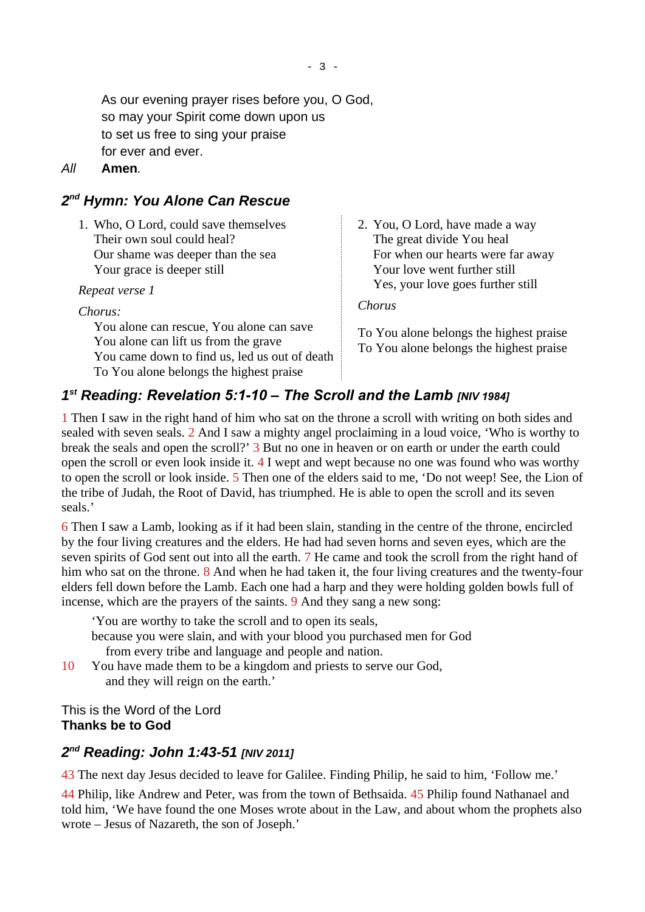As our evening prayer rises before you, O God,
so may your Spirit come down upon us
to set us free to sing your praise
for ever and ever.

*All* **Amen**.

## 2nd Hymn: You Alone Can Rescue

1. Who, O Lord, could save themselves
   Their own soul could heal?
   Our shame was deeper than the sea
   Your grace is deeper still

*Repeat verse 1*

*Chorus:*
You alone can rescue, You alone can save
You alone can lift us from the grave
You came down to find us, led us out of death
To You alone belongs the highest praise

2. You, O Lord, have made a way
   The great divide You heal
   For when our hearts were far away
   Your love went further still
   Yes, your love goes further still

*Chorus*

To You alone belongs the highest praise
To You alone belongs the highest praise

## 1st Reading: Revelation 5:1-10 – The Scroll and the Lamb *[NIV 1984]*

1 Then I saw in the right hand of him who sat on the throne a scroll with writing on both sides and sealed with seven seals. 2 And I saw a mighty angel proclaiming in a loud voice, 'Who is worthy to break the seals and open the scroll?' 3 But no one in heaven or on earth or under the earth could open the scroll or even look inside it. 4 I wept and wept because no one was found who was worthy to open the scroll or look inside. 5 Then one of the elders said to me, 'Do not weep! See, the Lion of the tribe of Judah, the Root of David, has triumphed. He is able to open the scroll and its seven seals.'

6 Then I saw a Lamb, looking as if it had been slain, standing in the centre of the throne, encircled by the four living creatures and the elders. He had had seven horns and seven eyes, which are the seven spirits of God sent out into all the earth. 7 He came and took the scroll from the right hand of him who sat on the throne. 8 And when he had taken it, the four living creatures and the twenty-four elders fell down before the Lamb. Each one had a harp and they were holding golden bowls full of incense, which are the prayers of the saints. 9 And they sang a new song:

'You are worthy to take the scroll and to open its seals,
because you were slain, and with your blood you purchased men for God
from every tribe and language and people and nation.
10 You have made them to be a kingdom and priests to serve our God,
and they will reign on the earth.'

This is the Word of the Lord
**Thanks be to God**

## 2nd Reading: John 1:43-51 *[NIV 2011]*

43 The next day Jesus decided to leave for Galilee. Finding Philip, he said to him, 'Follow me.'

44 Philip, like Andrew and Peter, was from the town of Bethsaida. 45 Philip found Nathanael and told him, 'We have found the one Moses wrote about in the Law, and about whom the prophets also wrote – Jesus of Nazareth, the son of Joseph.'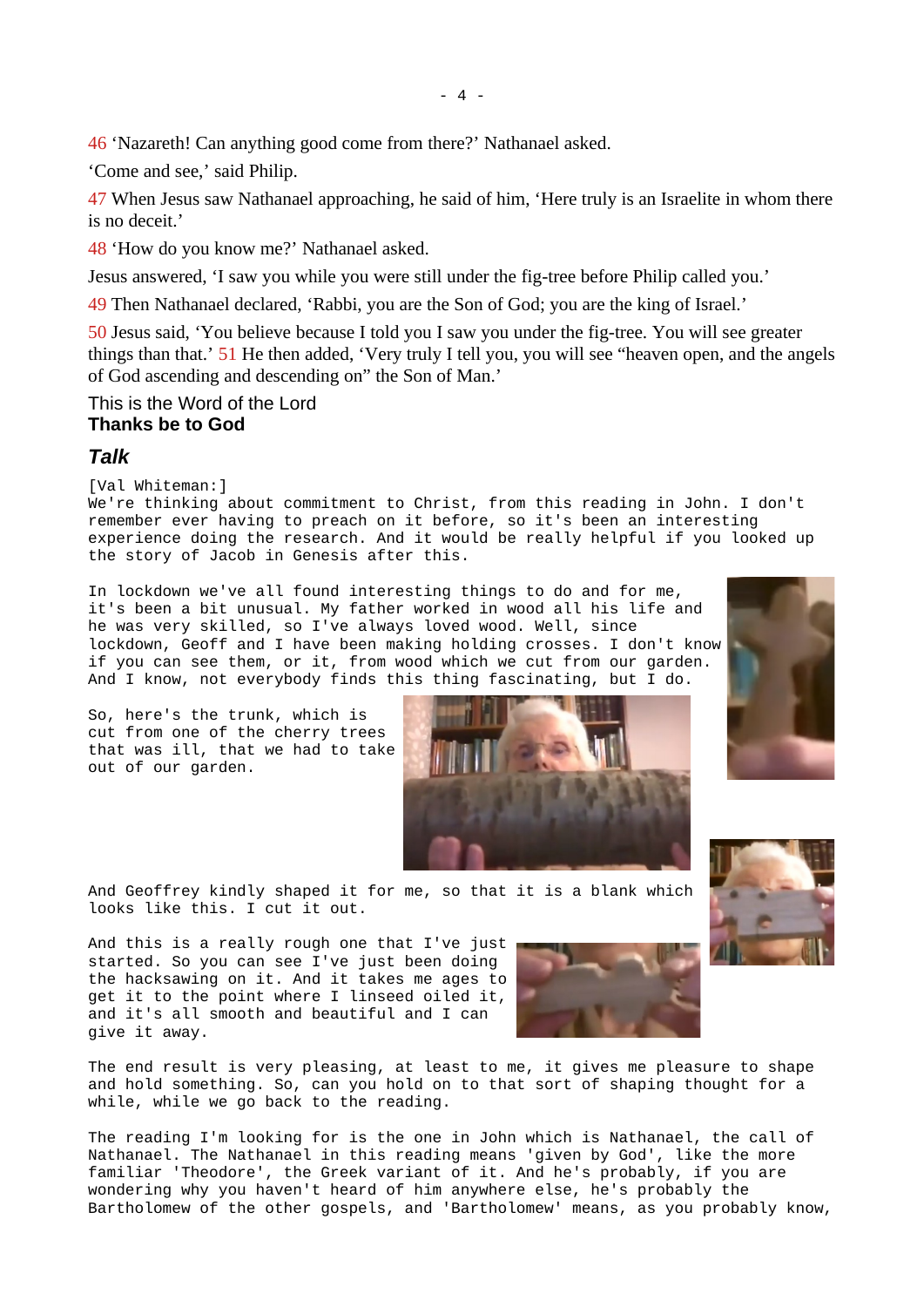46 ‘Nazareth! Can anything good come from there?’ Nathanael asked.

‘Come and see,’ said Philip.

47 When Jesus saw Nathanael approaching, he said of him, ‘Here truly is an Israelite in whom there is no deceit.’

48 ‘How do you know me?’ Nathanael asked.

Jesus answered, ‘I saw you while you were still under the fig-tree before Philip called you.’

49 Then Nathanael declared, ‘Rabbi, you are the Son of God; you are the king of Israel.’

50 Jesus said, ‘You believe because I told you I saw you under the fig-tree. You will see greater things than that.’ 51 He then added, ‘Very truly I tell you, you will see “heaven open, and the angels of God ascending and descending on” the Son of Man.’

This is the Word of the Lord
**Thanks be to God**

## *Talk*

[Val Whiteman:]
We're thinking about commitment to Christ, from this reading in John. I don't remember ever having to preach on it before, so it's been an interesting experience doing the research. And it would be really helpful if you looked up the story of Jacob in Genesis after this.

In lockdown we've all found interesting things to do and for me, it's been a bit unusual. My father worked in wood all his life and he was very skilled, so I've always loved wood. Well, since lockdown, Geoff and I have been making holding crosses. I don't know if you can see them, or it, from wood which we cut from our garden. And I know, not everybody finds this thing fascinating, but I do.

So, here's the trunk, which is cut from one of the cherry trees that was ill, that we had to take out of our garden.

And Geoffrey kindly shaped it for me, so that it is a blank which looks like this. I cut it out.

And this is a really rough one that I've just started. So you can see I've just been doing the hacksawing on it. And it takes me ages to get it to the point where I linseed oiled it, and it's all smooth and beautiful and I can give it away.

The end result is very pleasing, at least to me, it gives me pleasure to shape and hold something. So, can you hold on to that sort of shaping thought for a while, while we go back to the reading.

The reading I'm looking for is the one in John which is Nathanael, the call of Nathanael. The Nathanael in this reading means 'given by God', like the more familiar 'Theodore', the Greek variant of it. And he's probably, if you are wondering why you haven't heard of him anywhere else, he's probably the Bartholomew of the other gospels, and 'Bartholomew' means, as you probably know,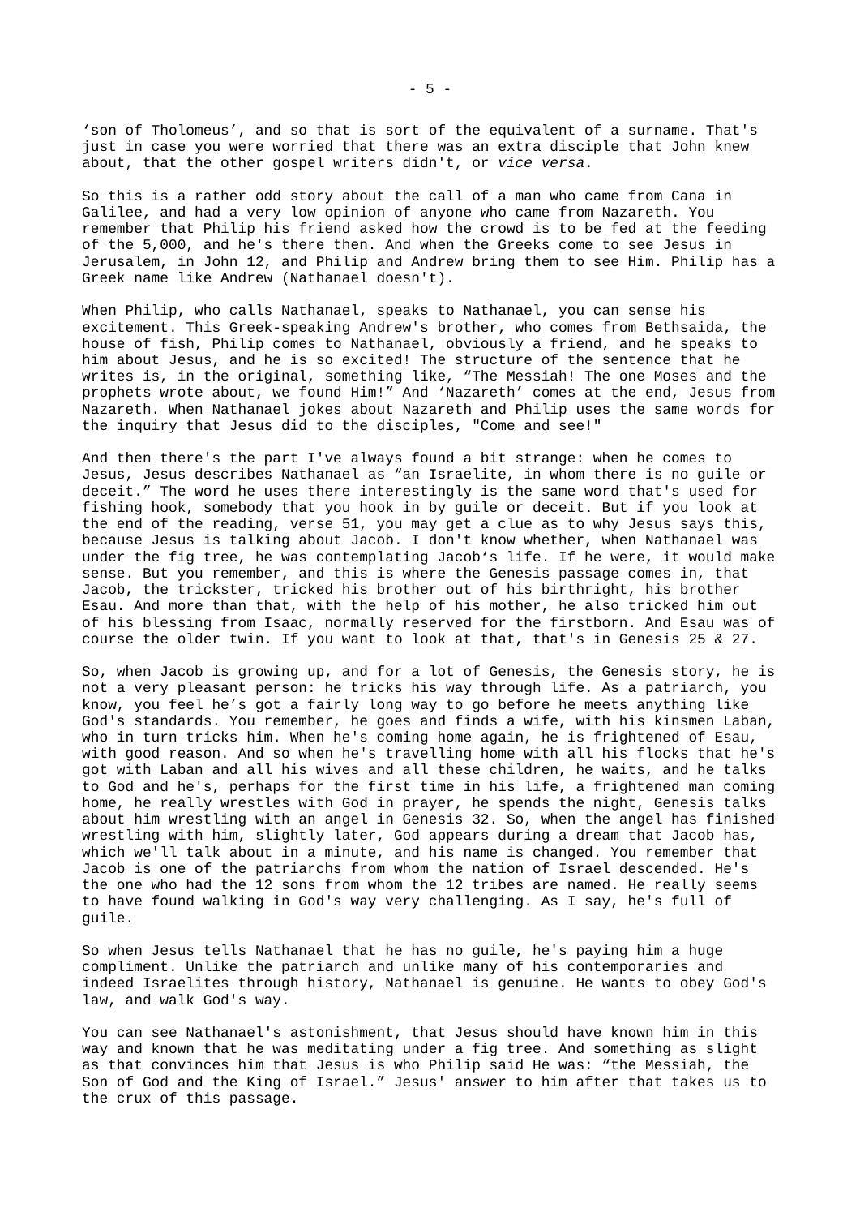'son of Tholomeus', and so that is sort of the equivalent of a surname. That's just in case you were worried that there was an extra disciple that John knew about, that the other gospel writers didn't, or *vice versa*.

So this is a rather odd story about the call of a man who came from Cana in Galilee, and had a very low opinion of anyone who came from Nazareth. You remember that Philip his friend asked how the crowd is to be fed at the feeding of the 5,000, and he's there then. And when the Greeks come to see Jesus in Jerusalem, in John 12, and Philip and Andrew bring them to see Him. Philip has a Greek name like Andrew (Nathanael doesn't).

When Philip, who calls Nathanael, speaks to Nathanael, you can sense his excitement. This Greek-speaking Andrew's brother, who comes from Bethsaida, the house of fish, Philip comes to Nathanael, obviously a friend, and he speaks to him about Jesus, and he is so excited! The structure of the sentence that he writes is, in the original, something like, "The Messiah! The one Moses and the prophets wrote about, we found Him!" And 'Nazareth' comes at the end, Jesus from Nazareth. When Nathanael jokes about Nazareth and Philip uses the same words for the inquiry that Jesus did to the disciples, "Come and see!"

And then there's the part I've always found a bit strange: when he comes to Jesus, Jesus describes Nathanael as "an Israelite, in whom there is no guile or deceit." The word he uses there interestingly is the same word that's used for fishing hook, somebody that you hook in by guile or deceit. But if you look at the end of the reading, verse 51, you may get a clue as to why Jesus says this, because Jesus is talking about Jacob. I don't know whether, when Nathanael was under the fig tree, he was contemplating Jacob's life. If he were, it would make sense. But you remember, and this is where the Genesis passage comes in, that Jacob, the trickster, tricked his brother out of his birthright, his brother Esau. And more than that, with the help of his mother, he also tricked him out of his blessing from Isaac, normally reserved for the firstborn. And Esau was of course the older twin. If you want to look at that, that's in Genesis 25 & 27.

So, when Jacob is growing up, and for a lot of Genesis, the Genesis story, he is not a very pleasant person: he tricks his way through life. As a patriarch, you know, you feel he's got a fairly long way to go before he meets anything like God's standards. You remember, he goes and finds a wife, with his kinsmen Laban, who in turn tricks him. When he's coming home again, he is frightened of Esau, with good reason. And so when he's travelling home with all his flocks that he's got with Laban and all his wives and all these children, he waits, and he talks to God and he's, perhaps for the first time in his life, a frightened man coming home, he really wrestles with God in prayer, he spends the night, Genesis talks about him wrestling with an angel in Genesis 32. So, when the angel has finished wrestling with him, slightly later, God appears during a dream that Jacob has, which we'll talk about in a minute, and his name is changed. You remember that Jacob is one of the patriarchs from whom the nation of Israel descended. He's the one who had the 12 sons from whom the 12 tribes are named. He really seems to have found walking in God's way very challenging. As I say, he's full of guile.

So when Jesus tells Nathanael that he has no guile, he's paying him a huge compliment. Unlike the patriarch and unlike many of his contemporaries and indeed Israelites through history, Nathanael is genuine. He wants to obey God's law, and walk God's way.

You can see Nathanael's astonishment, that Jesus should have known him in this way and known that he was meditating under a fig tree. And something as slight as that convinces him that Jesus is who Philip said He was: "the Messiah, the Son of God and the King of Israel." Jesus' answer to him after that takes us to the crux of this passage.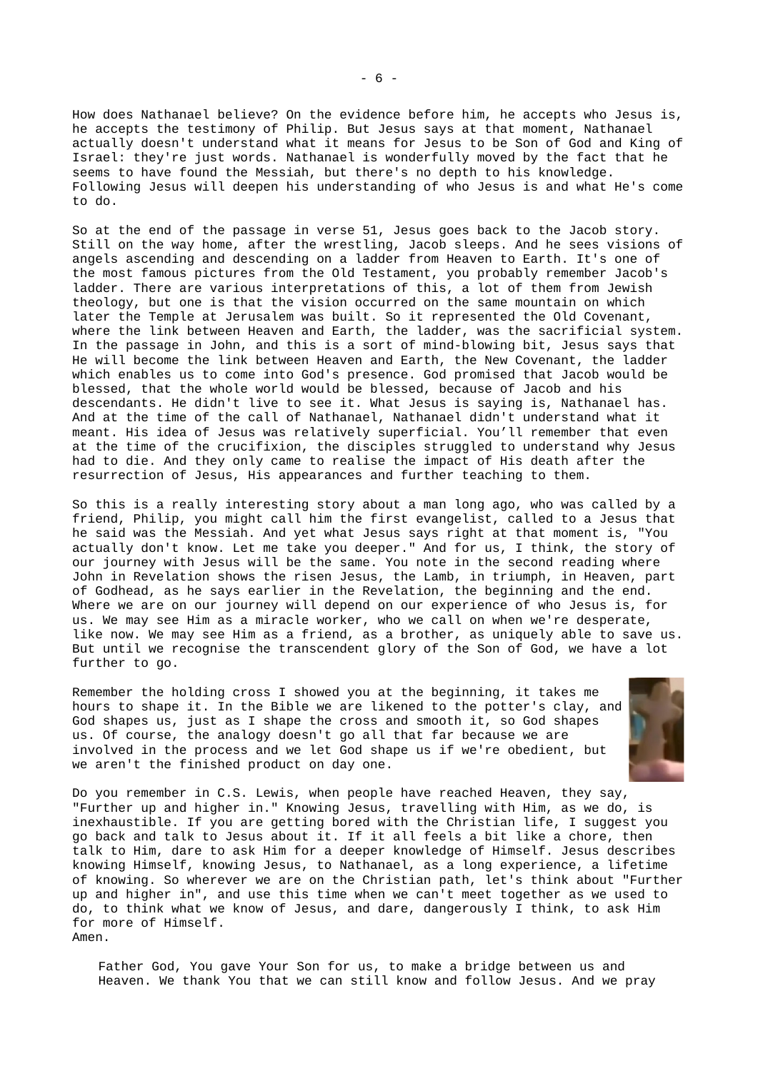How does Nathanael believe? On the evidence before him, he accepts who Jesus is, he accepts the testimony of Philip. But Jesus says at that moment, Nathanael actually doesn't understand what it means for Jesus to be Son of God and King of Israel: they're just words. Nathanael is wonderfully moved by the fact that he seems to have found the Messiah, but there's no depth to his knowledge. Following Jesus will deepen his understanding of who Jesus is and what He's come to do.

So at the end of the passage in verse 51, Jesus goes back to the Jacob story. Still on the way home, after the wrestling, Jacob sleeps. And he sees visions of angels ascending and descending on a ladder from Heaven to Earth. It's one of the most famous pictures from the Old Testament, you probably remember Jacob's ladder. There are various interpretations of this, a lot of them from Jewish theology, but one is that the vision occurred on the same mountain on which later the Temple at Jerusalem was built. So it represented the Old Covenant, where the link between Heaven and Earth, the ladder, was the sacrificial system. In the passage in John, and this is a sort of mind-blowing bit, Jesus says that He will become the link between Heaven and Earth, the New Covenant, the ladder which enables us to come into God's presence. God promised that Jacob would be blessed, that the whole world would be blessed, because of Jacob and his descendants. He didn't live to see it. What Jesus is saying is, Nathanael has. And at the time of the call of Nathanael, Nathanael didn't understand what it meant. His idea of Jesus was relatively superficial. You'll remember that even at the time of the crucifixion, the disciples struggled to understand why Jesus had to die. And they only came to realise the impact of His death after the resurrection of Jesus, His appearances and further teaching to them.

So this is a really interesting story about a man long ago, who was called by a friend, Philip, you might call him the first evangelist, called to a Jesus that he said was the Messiah. And yet what Jesus says right at that moment is, "You actually don't know. Let me take you deeper." And for us, I think, the story of our journey with Jesus will be the same. You note in the second reading where John in Revelation shows the risen Jesus, the Lamb, in triumph, in Heaven, part of Godhead, as he says earlier in the Revelation, the beginning and the end. Where we are on our journey will depend on our experience of who Jesus is, for us. We may see Him as a miracle worker, who we call on when we're desperate, like now. We may see Him as a friend, as a brother, as uniquely able to save us. But until we recognise the transcendent glory of the Son of God, we have a lot further to go.

Remember the holding cross I showed you at the beginning, it takes me hours to shape it. In the Bible we are likened to the potter's clay, and God shapes us, just as I shape the cross and smooth it, so God shapes us. Of course, the analogy doesn't go all that far because we are involved in the process and we let God shape us if we're obedient, but we aren't the finished product on day one.

Do you remember in C.S. Lewis, when people have reached Heaven, they say, "Further up and higher in." Knowing Jesus, travelling with Him, as we do, is inexhaustible. If you are getting bored with the Christian life, I suggest you go back and talk to Jesus about it. If it all feels a bit like a chore, then talk to Him, dare to ask Him for a deeper knowledge of Himself. Jesus describes knowing Himself, knowing Jesus, to Nathanael, as a long experience, a lifetime of knowing. So wherever we are on the Christian path, let's think about "Further up and higher in", and use this time when we can't meet together as we used to do, to think what we know of Jesus, and dare, dangerously I think, to ask Him for more of Himself.
Amen.

Father God, You gave Your Son for us, to make a bridge between us and Heaven. We thank You that we can still know and follow Jesus. And we pray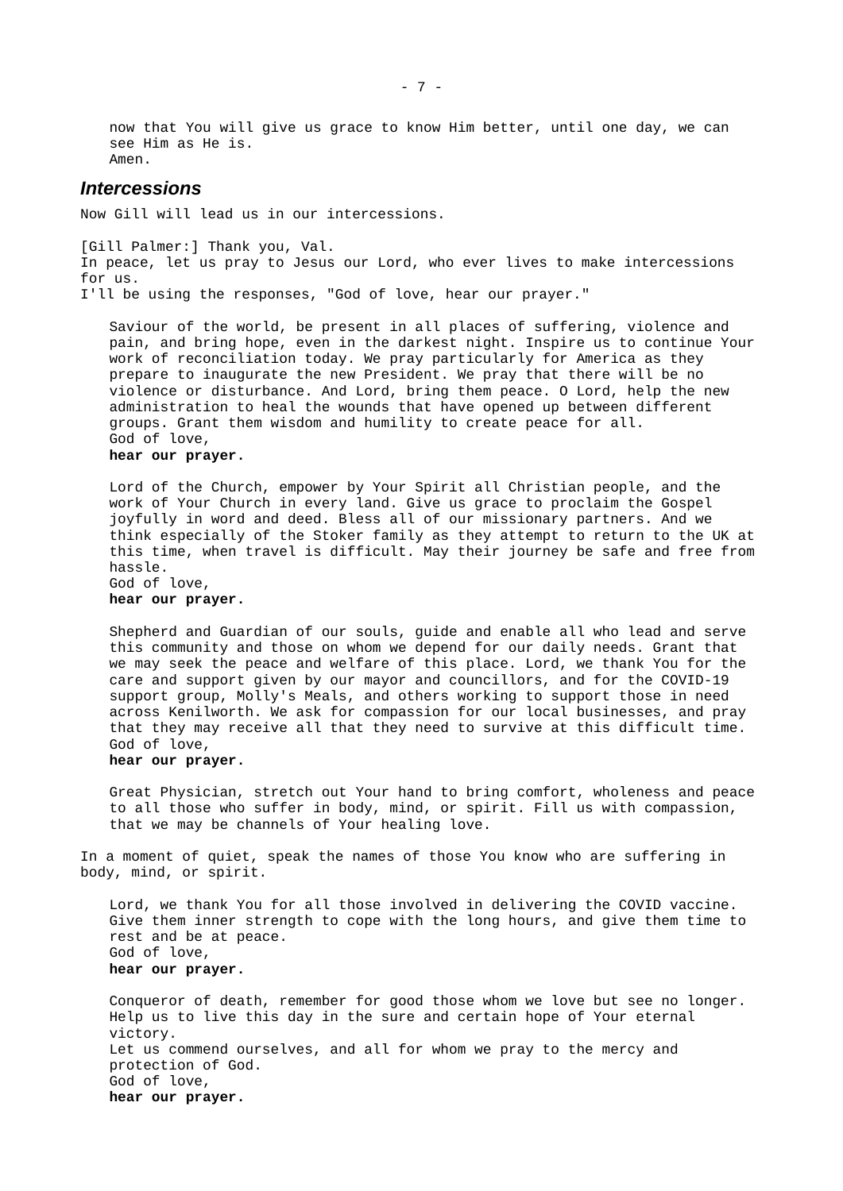now that You will give us grace to know Him better, until one day, we can see Him as He is.
Amen.

## Intercessions

Now Gill will lead us in our intercessions.

[Gill Palmer:] Thank you, Val.
In peace, let us pray to Jesus our Lord, who ever lives to make intercessions for us.
I'll be using the responses, "God of love, hear our prayer."

Saviour of the world, be present in all places of suffering, violence and pain, and bring hope, even in the darkest night. Inspire us to continue Your work of reconciliation today. We pray particularly for America as they prepare to inaugurate the new President. We pray that there will be no violence or disturbance. And Lord, bring them peace. O Lord, help the new administration to heal the wounds that have opened up between different groups. Grant them wisdom and humility to create peace for all.
God of love,
**hear our prayer.**

Lord of the Church, empower by Your Spirit all Christian people, and the work of Your Church in every land. Give us grace to proclaim the Gospel joyfully in word and deed. Bless all of our missionary partners. And we think especially of the Stoker family as they attempt to return to the UK at this time, when travel is difficult. May their journey be safe and free from hassle.
God of love,
**hear our prayer.**

Shepherd and Guardian of our souls, guide and enable all who lead and serve this community and those on whom we depend for our daily needs. Grant that we may seek the peace and welfare of this place. Lord, we thank You for the care and support given by our mayor and councillors, and for the COVID-19 support group, Molly's Meals, and others working to support those in need across Kenilworth. We ask for compassion for our local businesses, and pray that they may receive all that they need to survive at this difficult time.
God of love,
**hear our prayer.**

Great Physician, stretch out Your hand to bring comfort, wholeness and peace to all those who suffer in body, mind, or spirit. Fill us with compassion, that we may be channels of Your healing love.

In a moment of quiet, speak the names of those You know who are suffering in body, mind, or spirit.

Lord, we thank You for all those involved in delivering the COVID vaccine. Give them inner strength to cope with the long hours, and give them time to rest and be at peace.
God of love,
**hear our prayer.**

Conqueror of death, remember for good those whom we love but see no longer. Help us to live this day in the sure and certain hope of Your eternal victory.
Let us commend ourselves, and all for whom we pray to the mercy and protection of God.
God of love,
**hear our prayer.**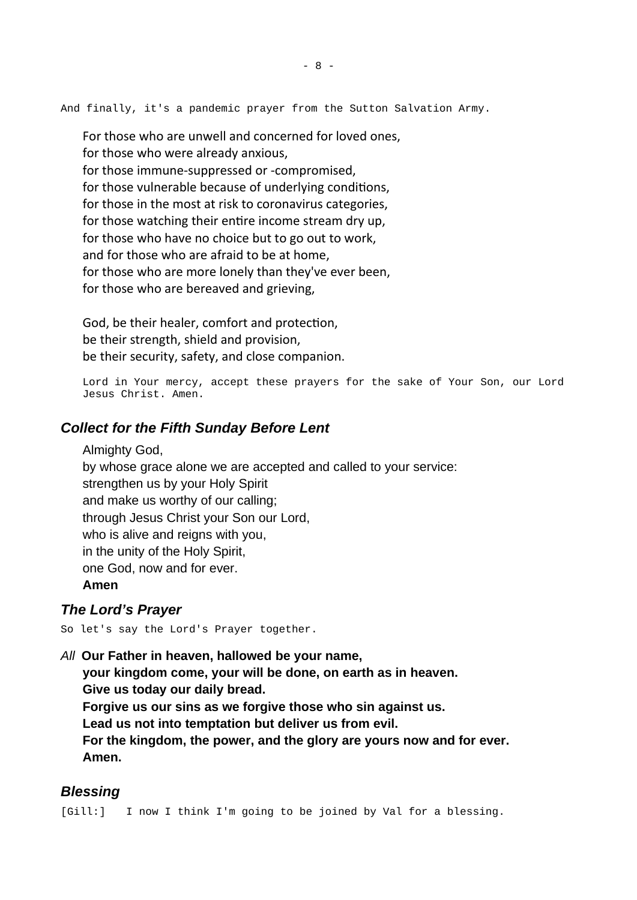And finally, it's a pandemic prayer from the Sutton Salvation Army.

For those who are unwell and concerned for loved ones,
for those who were already anxious,
for those immune-suppressed or -compromised,
for those vulnerable because of underlying conditions,
for those in the most at risk to coronavirus categories,
for those watching their entire income stream dry up,
for those who have no choice but to go out to work,
and for those who are afraid to be at home,
for those who are more lonely than they've ever been,
for those who are bereaved and grieving,

God, be their healer, comfort and protection,
be their strength, shield and provision,
be their security, safety, and close companion.

Lord in Your mercy, accept these prayers for the sake of Your Son, our Lord Jesus Christ. Amen.

### *Collect for the Fifth Sunday Before Lent*

Almighty God,
by whose grace alone we are accepted and called to your service:
strengthen us by your Holy Spirit
and make us worthy of our calling;
through Jesus Christ your Son our Lord,
who is alive and reigns with you,
in the unity of the Holy Spirit,
one God, now and for ever.
**Amen**

### *The Lord's Prayer*

So let's say the Lord's Prayer together.

*All* **Our Father in heaven, hallowed be your name,
your kingdom come, your will be done, on earth as in heaven.
Give us today our daily bread.
Forgive us our sins as we forgive those who sin against us.
Lead us not into temptation but deliver us from evil.
For the kingdom, the power, and the glory are yours now and for ever.
Amen.**

### *Blessing*

[Gill:] I now I think I'm going to be joined by Val for a blessing.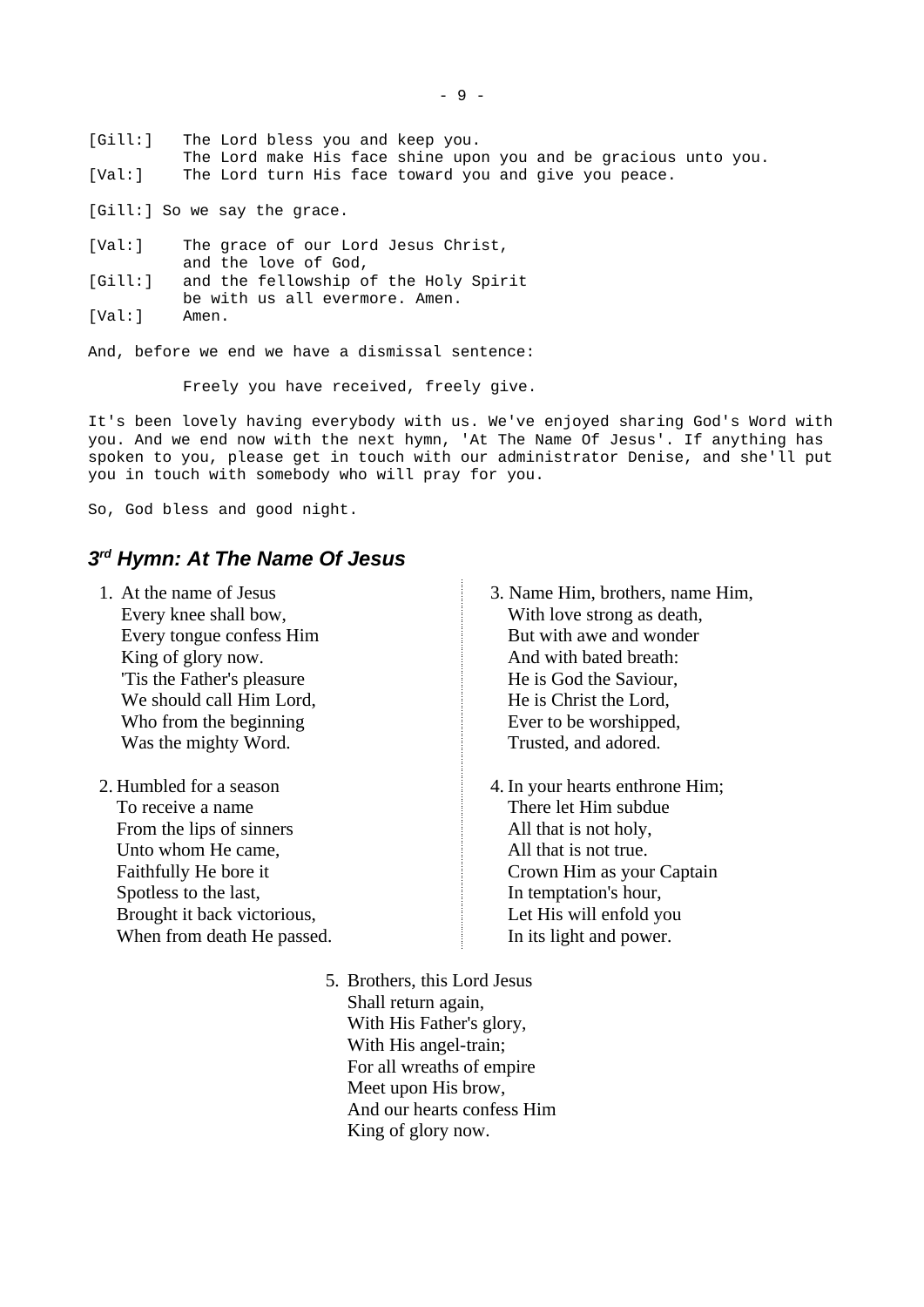[Gill:] The Lord bless you and keep you.
The Lord make His face shine upon you and be gracious unto you.
[Val:] The Lord turn His face toward you and give you peace.

[Gill:] So we say the grace.

[Val:] The grace of our Lord Jesus Christ,
and the love of God,
[Gill:] and the fellowship of the Holy Spirit
be with us all evermore. Amen.
[Val:] Amen.

And, before we end we have a dismissal sentence:

Freely you have received, freely give.

It's been lovely having everybody with us. We've enjoyed sharing God's Word with you. And we end now with the next hymn, 'At The Name Of Jesus'. If anything has spoken to you, please get in touch with our administrator Denise, and she'll put you in touch with somebody who will pray for you.

So, God bless and good night.

## *3rd Hymn: At The Name Of Jesus*

1. At the name of Jesus
Every knee shall bow,
Every tongue confess Him
King of glory now.
'Tis the Father's pleasure
We should call Him Lord,
Who from the beginning
Was the mighty Word.

2. Humbled for a season
To receive a name
From the lips of sinners
Unto whom He came,
Faithfully He bore it
Spotless to the last,
Brought it back victorious,
When from death He passed.

3. Name Him, brothers, name Him,
With love strong as death,
But with awe and wonder
And with bated breath:
He is God the Saviour,
He is Christ the Lord,
Ever to be worshipped,
Trusted, and adored.

4. In your hearts enthrone Him;
There let Him subdue
All that is not holy,
All that is not true.
Crown Him as your Captain
In temptation's hour,
Let His will enfold you
In its light and power.

5. Brothers, this Lord Jesus
Shall return again,
With His Father's glory,
With His angel-train;
For all wreaths of empire
Meet upon His brow,
And our hearts confess Him
King of glory now.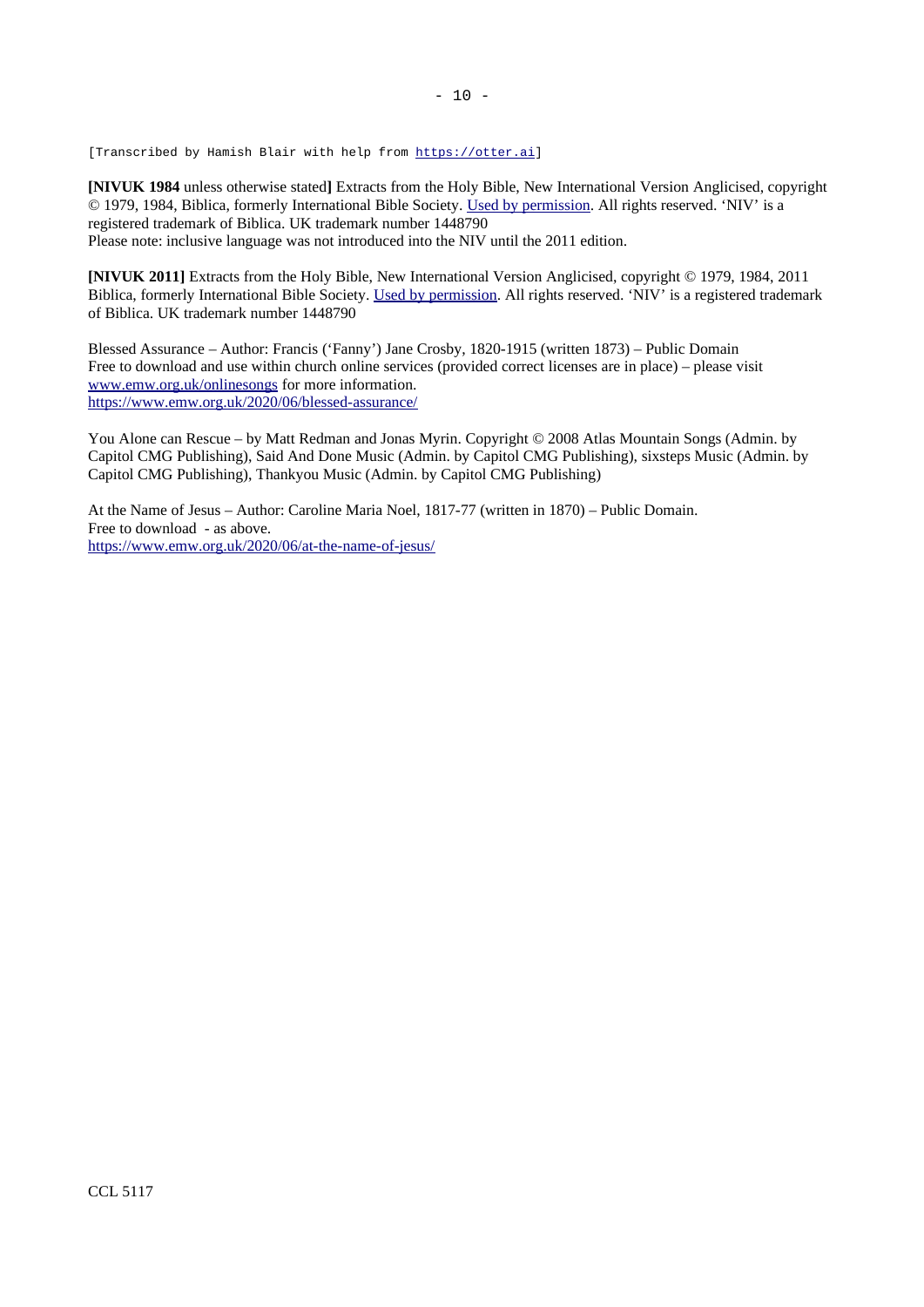[Transcribed by Hamish Blair with help from https://otter.ai]

**[NIVUK 1984** unless otherwise stated**]** Extracts from the Holy Bible, New International Version Anglicised, copyright © 1979, 1984, Biblica, formerly International Bible Society. Used by permission. All rights reserved. 'NIV' is a registered trademark of Biblica. UK trademark number 1448790
Please note: inclusive language was not introduced into the NIV until the 2011 edition.

**[NIVUK 2011]** Extracts from the Holy Bible, New International Version Anglicised, copyright © 1979, 1984, 2011 Biblica, formerly International Bible Society. Used by permission. All rights reserved. 'NIV' is a registered trademark of Biblica. UK trademark number 1448790

Blessed Assurance – Author: Francis ('Fanny') Jane Crosby, 1820-1915 (written 1873) – Public Domain
Free to download and use within church online services (provided correct licenses are in place) – please visit www.emw.org.uk/onlinesongs for more information.
https://www.emw.org.uk/2020/06/blessed-assurance/

You Alone can Rescue – by Matt Redman and Jonas Myrin. Copyright © 2008 Atlas Mountain Songs (Admin. by Capitol CMG Publishing), Said And Done Music (Admin. by Capitol CMG Publishing), sixsteps Music (Admin. by Capitol CMG Publishing), Thankyou Music (Admin. by Capitol CMG Publishing)

At the Name of Jesus – Author: Caroline Maria Noel, 1817-77 (written in 1870) – Public Domain.
Free to download - as above.
https://www.emw.org.uk/2020/06/at-the-name-of-jesus/

CCL 5117